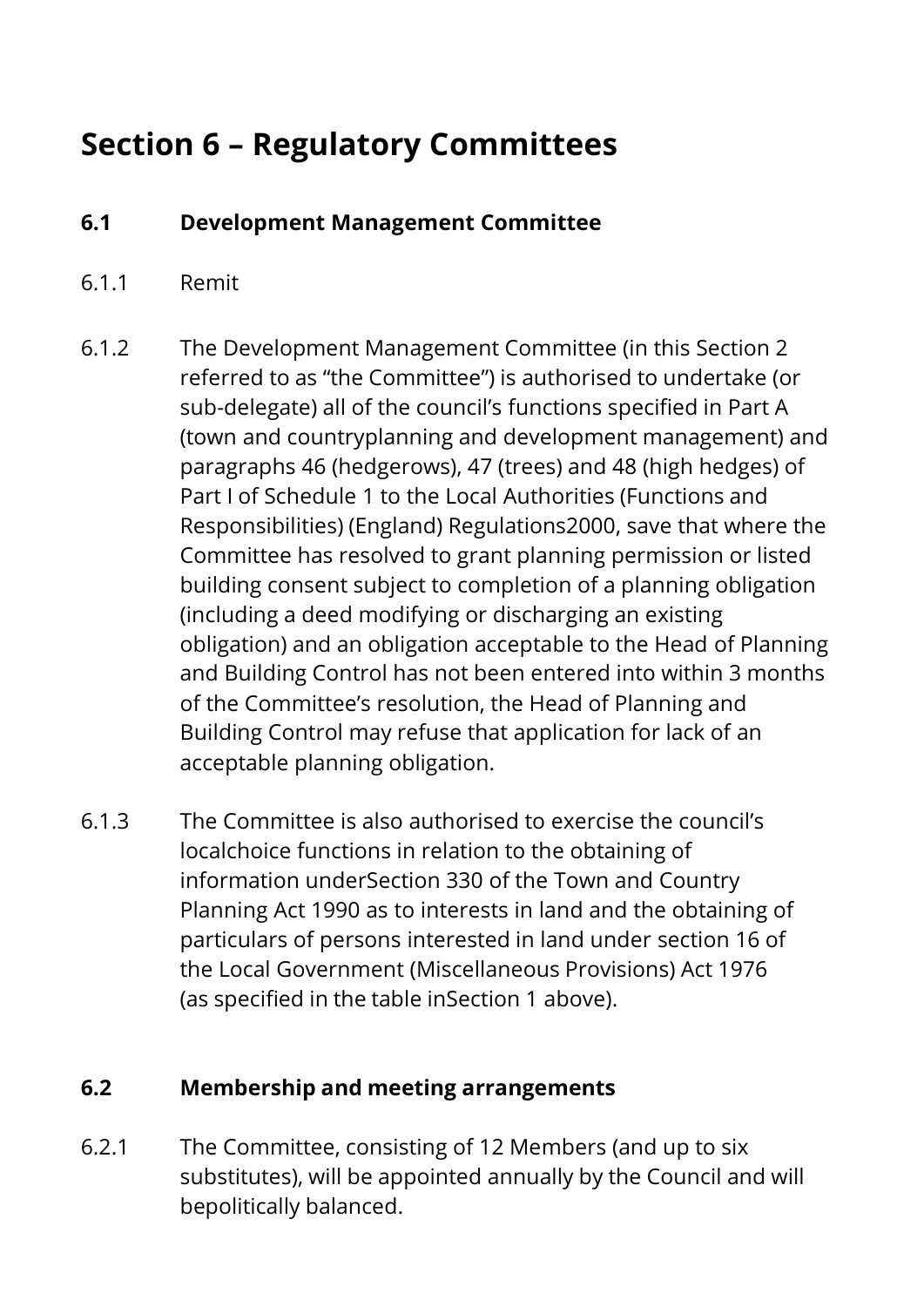# Section 6 – Regulatory Committees

## 6.1 Development Management Committee

6.1.1 Remit

6.1.2 The Development Management Committee (in this Section 2 referred to as "the Committee") is authorised to undertake (or sub-delegate) all of the council's functions specified in Part A (town and countryplanning and development management) and paragraphs 46 (hedgerows), 47 (trees) and 48 (high hedges) of Part I of Schedule 1 to the Local Authorities (Functions and Responsibilities) (England) Regulations2000, save that where the Committee has resolved to grant planning permission or listed building consent subject to completion of a planning obligation (including a deed modifying or discharging an existing obligation) and an obligation acceptable to the Head of Planning and Building Control has not been entered into within 3 months of the Committee's resolution, the Head of Planning and Building Control may refuse that application for lack of an acceptable planning obligation.

6.1.3 The Committee is also authorised to exercise the council's localchoice functions in relation to the obtaining of information underSection 330 of the Town and Country Planning Act 1990 as to interests in land and the obtaining of particulars of persons interested in land under section 16 of the Local Government (Miscellaneous Provisions) Act 1976 (as specified in the table inSection 1 above).

## 6.2 Membership and meeting arrangements

6.2.1 The Committee, consisting of 12 Members (and up to six substitutes), will be appointed annually by the Council and will bepolitically balanced.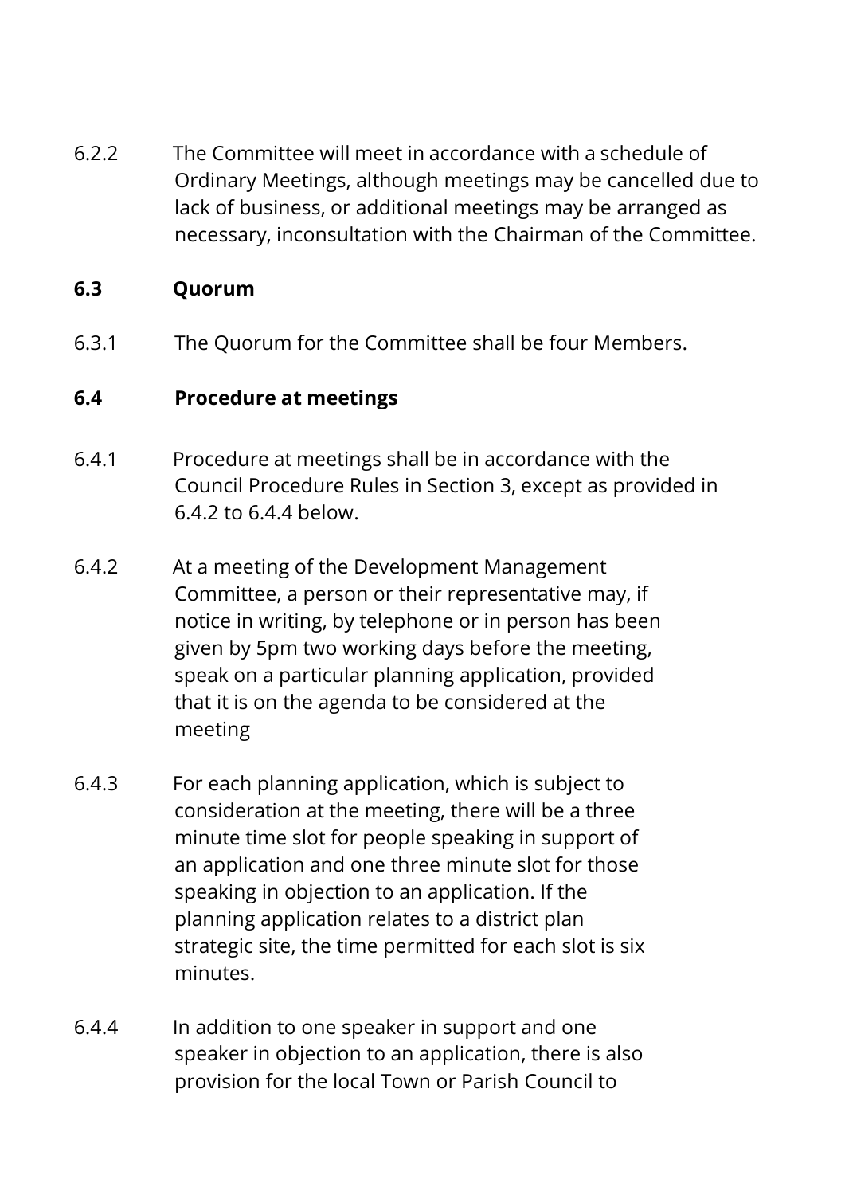6.2.2 The Committee will meet in accordance with a schedule of Ordinary Meetings, although meetings may be cancelled due to lack of business, or additional meetings may be arranged as necessary, inconsultation with the Chairman of the Committee.

**6.3 Quorum**

6.3.1 The Quorum for the Committee shall be four Members.

**6.4 Procedure at meetings**

6.4.1 Procedure at meetings shall be in accordance with the Council Procedure Rules in Section 3, except as provided in 6.4.2 to 6.4.4 below.

6.4.2 At a meeting of the Development Management Committee, a person or their representative may, if notice in writing, by telephone or in person has been given by 5pm two working days before the meeting, speak on a particular planning application, provided that it is on the agenda to be considered at the meeting

6.4.3 For each planning application, which is subject to consideration at the meeting, there will be a three minute time slot for people speaking in support of an application and one three minute slot for those speaking in objection to an application. If the planning application relates to a district plan strategic site, the time permitted for each slot is six minutes.

6.4.4 In addition to one speaker in support and one speaker in objection to an application, there is also provision for the local Town or Parish Council to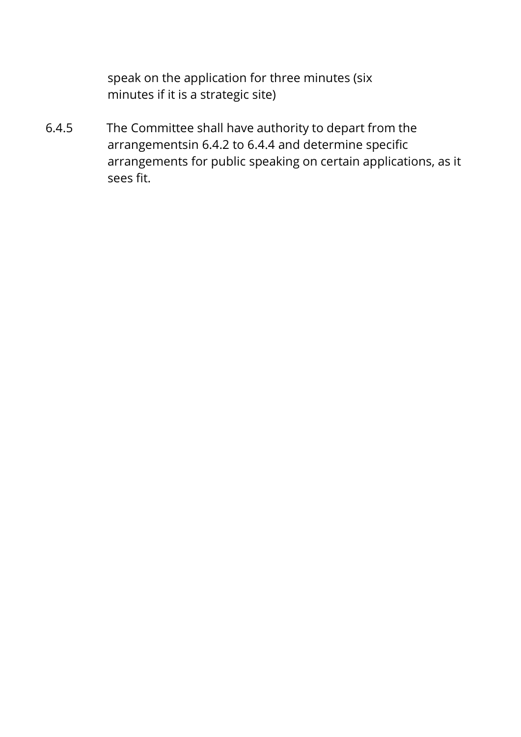speak on the application for three minutes (six minutes if it is a strategic site)

6.4.5 The Committee shall have authority to depart from the arrangementsin 6.4.2 to 6.4.4 and determine specific arrangements for public speaking on certain applications, as it sees fit.